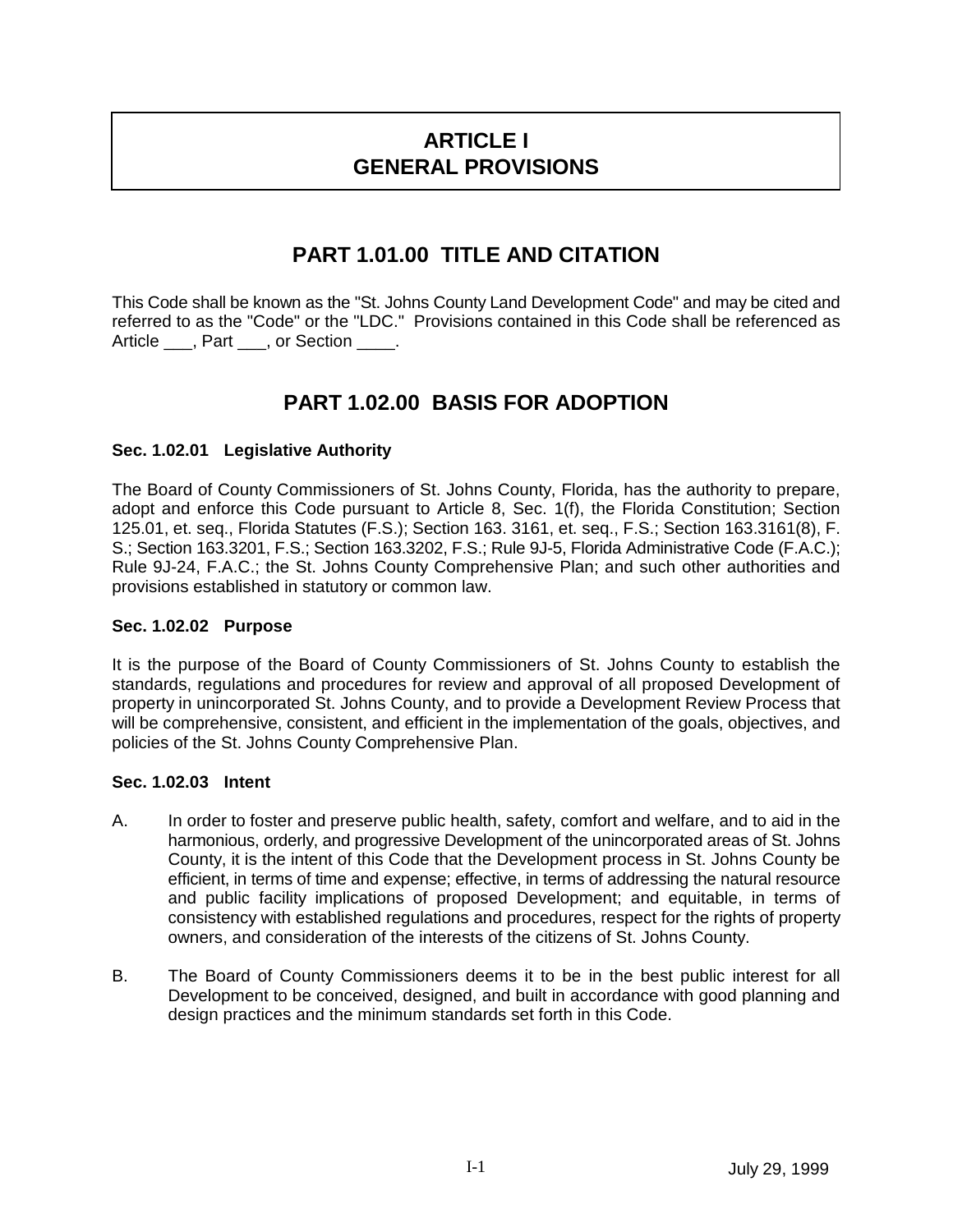# ARTICLE I
# GENERAL PROVISIONS

## PART 1.01.00 TITLE AND CITATION

This Code shall be known as the "St. Johns County Land Development Code" and may be cited and referred to as the "Code" or the "LDC." Provisions contained in this Code shall be referenced as Article ___, Part ___, or Section ____.

## PART 1.02.00 BASIS FOR ADOPTION

### Sec. 1.02.01 Legislative Authority

The Board of County Commissioners of St. Johns County, Florida, has the authority to prepare, adopt and enforce this Code pursuant to Article 8, Sec. 1(f), the Florida Constitution; Section 125.01, et. seq., Florida Statutes (F.S.); Section 163. 3161, et. seq., F.S.; Section 163.3161(8), F. S.; Section 163.3201, F.S.; Section 163.3202, F.S.; Rule 9J-5, Florida Administrative Code (F.A.C.); Rule 9J-24, F.A.C.; the St. Johns County Comprehensive Plan; and such other authorities and provisions established in statutory or common law.

### Sec. 1.02.02 Purpose

It is the purpose of the Board of County Commissioners of St. Johns County to establish the standards, regulations and procedures for review and approval of all proposed Development of property in unincorporated St. Johns County, and to provide a Development Review Process that will be comprehensive, consistent, and efficient in the implementation of the goals, objectives, and policies of the St. Johns County Comprehensive Plan.

### Sec. 1.02.03 Intent

A. In order to foster and preserve public health, safety, comfort and welfare, and to aid in the harmonious, orderly, and progressive Development of the unincorporated areas of St. Johns County, it is the intent of this Code that the Development process in St. Johns County be efficient, in terms of time and expense; effective, in terms of addressing the natural resource and public facility implications of proposed Development; and equitable, in terms of consistency with established regulations and procedures, respect for the rights of property owners, and consideration of the interests of the citizens of St. Johns County.

B. The Board of County Commissioners deems it to be in the best public interest for all Development to be conceived, designed, and built in accordance with good planning and design practices and the minimum standards set forth in this Code.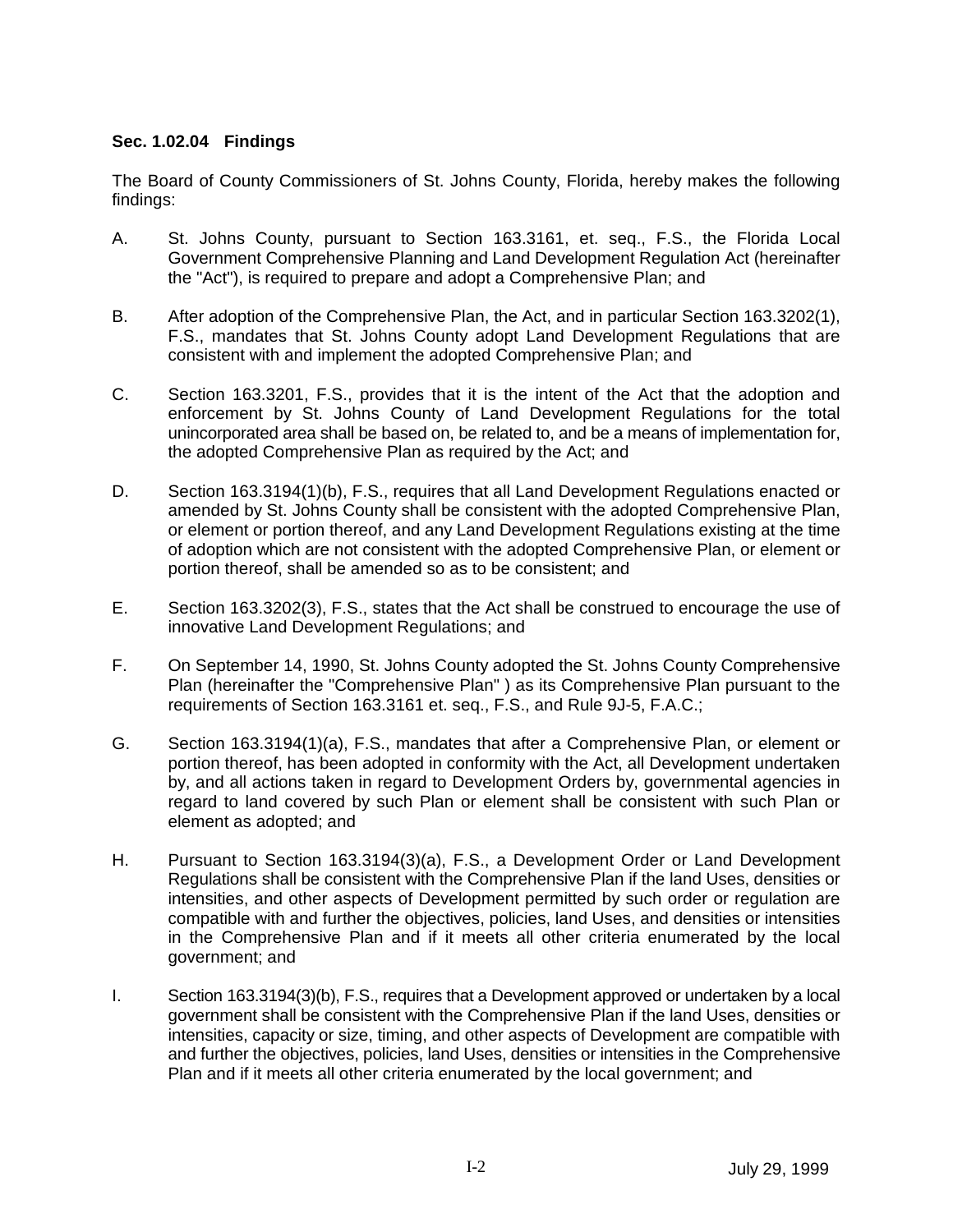### Sec. 1.02.04 Findings

The Board of County Commissioners of St. Johns County, Florida, hereby makes the following findings:

A. St. Johns County, pursuant to Section 163.3161, et. seq., F.S., the Florida Local Government Comprehensive Planning and Land Development Regulation Act (hereinafter the "Act"), is required to prepare and adopt a Comprehensive Plan; and

B. After adoption of the Comprehensive Plan, the Act, and in particular Section 163.3202(1), F.S., mandates that St. Johns County adopt Land Development Regulations that are consistent with and implement the adopted Comprehensive Plan; and

C. Section 163.3201, F.S., provides that it is the intent of the Act that the adoption and enforcement by St. Johns County of Land Development Regulations for the total unincorporated area shall be based on, be related to, and be a means of implementation for, the adopted Comprehensive Plan as required by the Act; and

D. Section 163.3194(1)(b), F.S., requires that all Land Development Regulations enacted or amended by St. Johns County shall be consistent with the adopted Comprehensive Plan, or element or portion thereof, and any Land Development Regulations existing at the time of adoption which are not consistent with the adopted Comprehensive Plan, or element or portion thereof, shall be amended so as to be consistent; and

E. Section 163.3202(3), F.S., states that the Act shall be construed to encourage the use of innovative Land Development Regulations; and

F. On September 14, 1990, St. Johns County adopted the St. Johns County Comprehensive Plan (hereinafter the "Comprehensive Plan" ) as its Comprehensive Plan pursuant to the requirements of Section 163.3161 et. seq., F.S., and Rule 9J-5, F.A.C.;

G. Section 163.3194(1)(a), F.S., mandates that after a Comprehensive Plan, or element or portion thereof, has been adopted in conformity with the Act, all Development undertaken by, and all actions taken in regard to Development Orders by, governmental agencies in regard to land covered by such Plan or element shall be consistent with such Plan or element as adopted; and

H. Pursuant to Section 163.3194(3)(a), F.S., a Development Order or Land Development Regulations shall be consistent with the Comprehensive Plan if the land Uses, densities or intensities, and other aspects of Development permitted by such order or regulation are compatible with and further the objectives, policies, land Uses, and densities or intensities in the Comprehensive Plan and if it meets all other criteria enumerated by the local government; and

I. Section 163.3194(3)(b), F.S., requires that a Development approved or undertaken by a local government shall be consistent with the Comprehensive Plan if the land Uses, densities or intensities, capacity or size, timing, and other aspects of Development are compatible with and further the objectives, policies, land Uses, densities or intensities in the Comprehensive Plan and if it meets all other criteria enumerated by the local government; and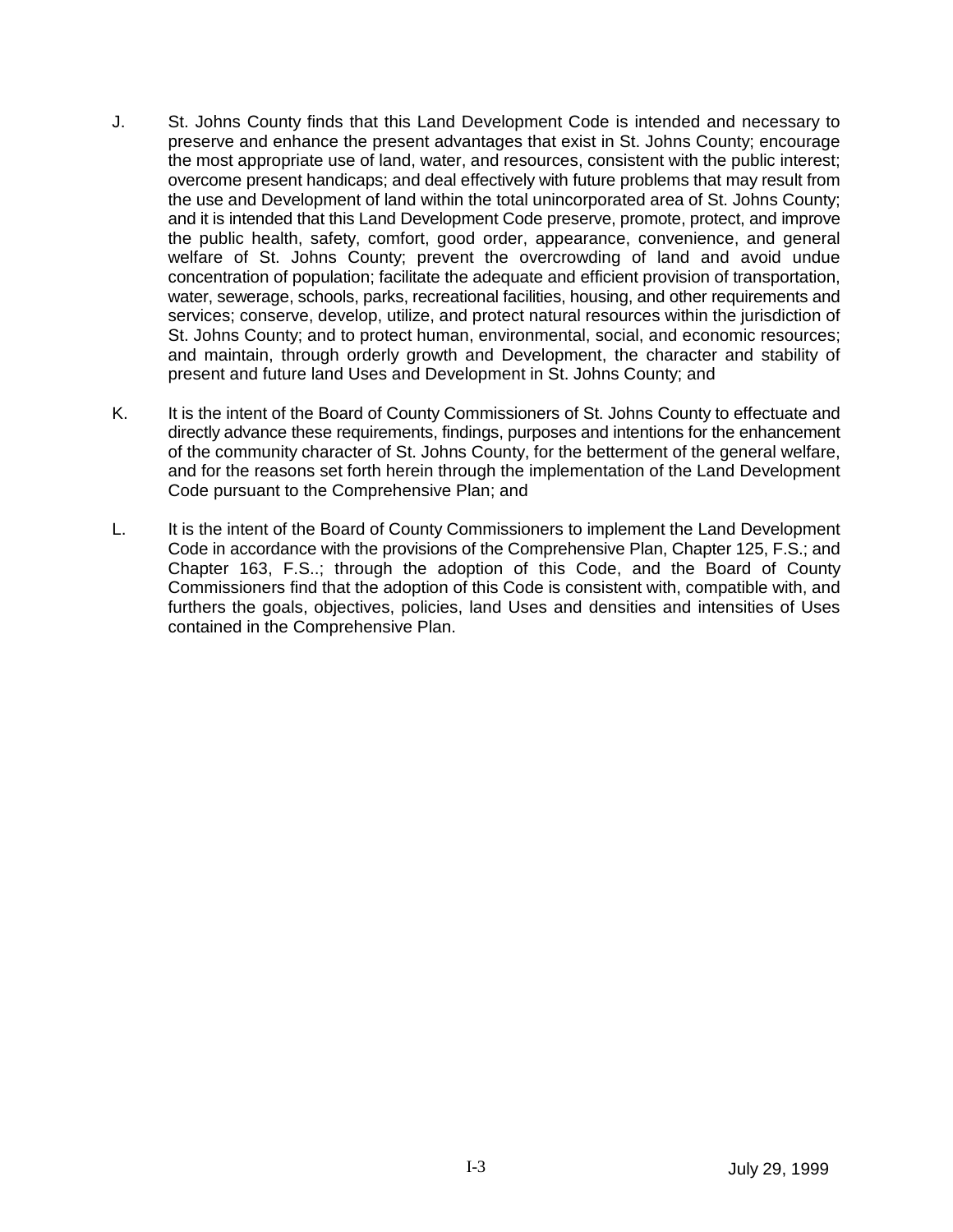J. St. Johns County finds that this Land Development Code is intended and necessary to preserve and enhance the present advantages that exist in St. Johns County; encourage the most appropriate use of land, water, and resources, consistent with the public interest; overcome present handicaps; and deal effectively with future problems that may result from the use and Development of land within the total unincorporated area of St. Johns County; and it is intended that this Land Development Code preserve, promote, protect, and improve the public health, safety, comfort, good order, appearance, convenience, and general welfare of St. Johns County; prevent the overcrowding of land and avoid undue concentration of population; facilitate the adequate and efficient provision of transportation, water, sewerage, schools, parks, recreational facilities, housing, and other requirements and services; conserve, develop, utilize, and protect natural resources within the jurisdiction of St. Johns County; and to protect human, environmental, social, and economic resources; and maintain, through orderly growth and Development, the character and stability of present and future land Uses and Development in St. Johns County; and

K. It is the intent of the Board of County Commissioners of St. Johns County to effectuate and directly advance these requirements, findings, purposes and intentions for the enhancement of the community character of St. Johns County, for the betterment of the general welfare, and for the reasons set forth herein through the implementation of the Land Development Code pursuant to the Comprehensive Plan; and

L. It is the intent of the Board of County Commissioners to implement the Land Development Code in accordance with the provisions of the Comprehensive Plan, Chapter 125, F.S.; and Chapter 163, F.S..; through the adoption of this Code, and the Board of County Commissioners find that the adoption of this Code is consistent with, compatible with, and furthers the goals, objectives, policies, land Uses and densities and intensities of Uses contained in the Comprehensive Plan.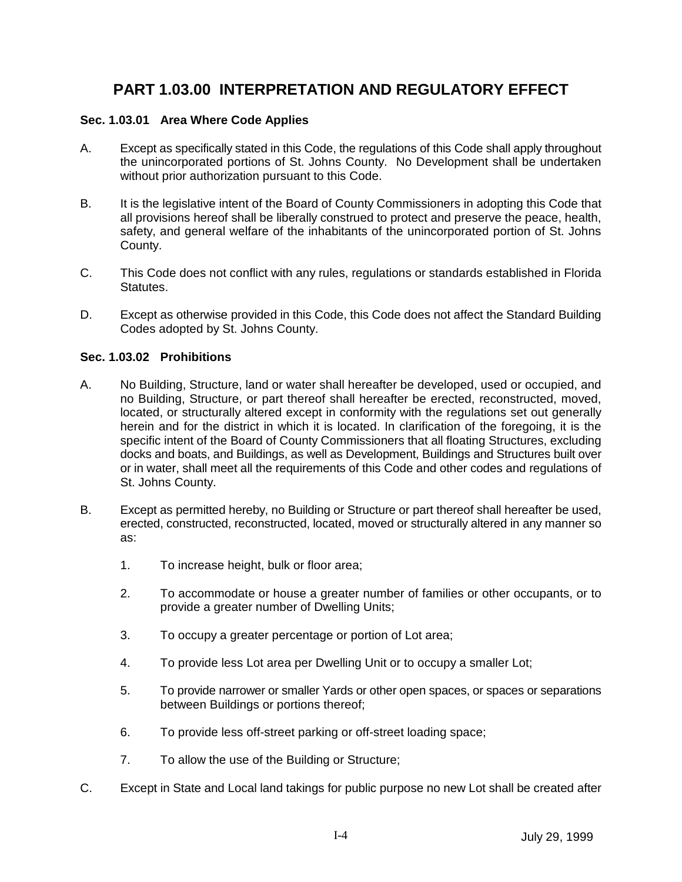# PART 1.03.00 INTERPRETATION AND REGULATORY EFFECT

### Sec. 1.03.01 Area Where Code Applies

A. Except as specifically stated in this Code, the regulations of this Code shall apply throughout the unincorporated portions of St. Johns County. No Development shall be undertaken without prior authorization pursuant to this Code.

B. It is the legislative intent of the Board of County Commissioners in adopting this Code that all provisions hereof shall be liberally construed to protect and preserve the peace, health, safety, and general welfare of the inhabitants of the unincorporated portion of St. Johns County.

C. This Code does not conflict with any rules, regulations or standards established in Florida Statutes.

D. Except as otherwise provided in this Code, this Code does not affect the Standard Building Codes adopted by St. Johns County.

### Sec. 1.03.02 Prohibitions

A. No Building, Structure, land or water shall hereafter be developed, used or occupied, and no Building, Structure, or part thereof shall hereafter be erected, reconstructed, moved, located, or structurally altered except in conformity with the regulations set out generally herein and for the district in which it is located. In clarification of the foregoing, it is the specific intent of the Board of County Commissioners that all floating Structures, excluding docks and boats, and Buildings, as well as Development, Buildings and Structures built over or in water, shall meet all the requirements of this Code and other codes and regulations of St. Johns County.

B. Except as permitted hereby, no Building or Structure or part thereof shall hereafter be used, erected, constructed, reconstructed, located, moved or structurally altered in any manner so as:

1. To increase height, bulk or floor area;

2. To accommodate or house a greater number of families or other occupants, or to provide a greater number of Dwelling Units;

3. To occupy a greater percentage or portion of Lot area;

4. To provide less Lot area per Dwelling Unit or to occupy a smaller Lot;

5. To provide narrower or smaller Yards or other open spaces, or spaces or separations between Buildings or portions thereof;

6. To provide less off-street parking or off-street loading space;

7. To allow the use of the Building or Structure;

C. Except in State and Local land takings for public purpose no new Lot shall be created after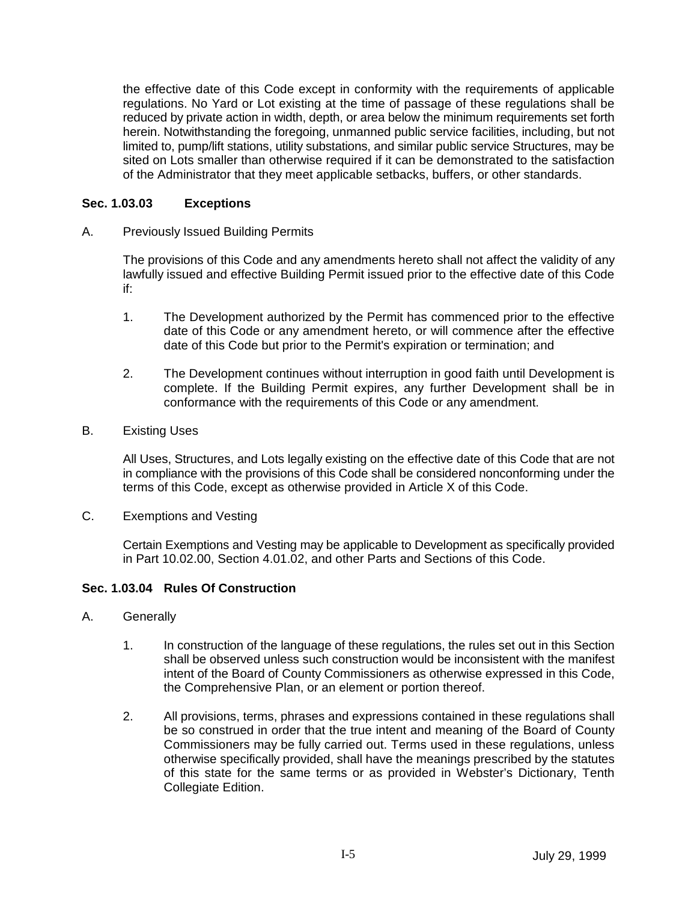the effective date of this Code except in conformity with the requirements of applicable regulations. No Yard or Lot existing at the time of passage of these regulations shall be reduced by private action in width, depth, or area below the minimum requirements set forth herein. Notwithstanding the foregoing, unmanned public service facilities, including, but not limited to, pump/lift stations, utility substations, and similar public service Structures, may be sited on Lots smaller than otherwise required if it can be demonstrated to the satisfaction of the Administrator that they meet applicable setbacks, buffers, or other standards.

### Sec. 1.03.03 Exceptions

A. Previously Issued Building Permits

The provisions of this Code and any amendments hereto shall not affect the validity of any lawfully issued and effective Building Permit issued prior to the effective date of this Code if:

1. The Development authorized by the Permit has commenced prior to the effective date of this Code or any amendment hereto, or will commence after the effective date of this Code but prior to the Permit's expiration or termination; and

2. The Development continues without interruption in good faith until Development is complete. If the Building Permit expires, any further Development shall be in conformance with the requirements of this Code or any amendment.

B. Existing Uses

All Uses, Structures, and Lots legally existing on the effective date of this Code that are not in compliance with the provisions of this Code shall be considered nonconforming under the terms of this Code, except as otherwise provided in Article X of this Code.

C. Exemptions and Vesting

Certain Exemptions and Vesting may be applicable to Development as specifically provided in Part 10.02.00, Section 4.01.02, and other Parts and Sections of this Code.

### Sec. 1.03.04 Rules Of Construction

A. Generally

1. In construction of the language of these regulations, the rules set out in this Section shall be observed unless such construction would be inconsistent with the manifest intent of the Board of County Commissioners as otherwise expressed in this Code, the Comprehensive Plan, or an element or portion thereof.

2. All provisions, terms, phrases and expressions contained in these regulations shall be so construed in order that the true intent and meaning of the Board of County Commissioners may be fully carried out. Terms used in these regulations, unless otherwise specifically provided, shall have the meanings prescribed by the statutes of this state for the same terms or as provided in Webster's Dictionary, Tenth Collegiate Edition.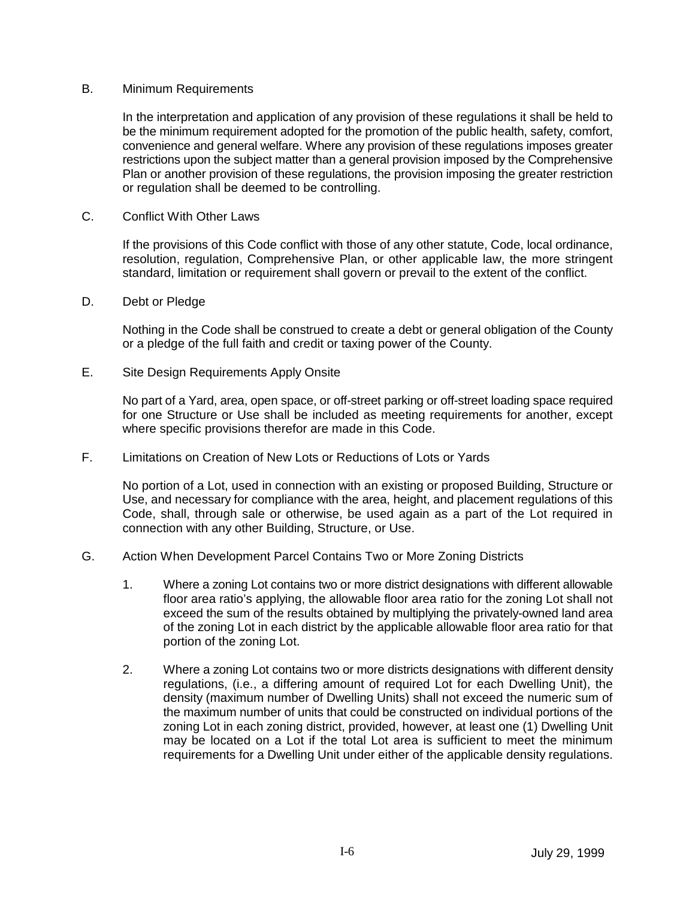B. Minimum Requirements

In the interpretation and application of any provision of these regulations it shall be held to be the minimum requirement adopted for the promotion of the public health, safety, comfort, convenience and general welfare. Where any provision of these regulations imposes greater restrictions upon the subject matter than a general provision imposed by the Comprehensive Plan or another provision of these regulations, the provision imposing the greater restriction or regulation shall be deemed to be controlling.

C. Conflict With Other Laws

If the provisions of this Code conflict with those of any other statute, Code, local ordinance, resolution, regulation, Comprehensive Plan, or other applicable law, the more stringent standard, limitation or requirement shall govern or prevail to the extent of the conflict.

D. Debt or Pledge

Nothing in the Code shall be construed to create a debt or general obligation of the County or a pledge of the full faith and credit or taxing power of the County.

E. Site Design Requirements Apply Onsite

No part of a Yard, area, open space, or off-street parking or off-street loading space required for one Structure or Use shall be included as meeting requirements for another, except where specific provisions therefor are made in this Code.

F. Limitations on Creation of New Lots or Reductions of Lots or Yards

No portion of a Lot, used in connection with an existing or proposed Building, Structure or Use, and necessary for compliance with the area, height, and placement regulations of this Code, shall, through sale or otherwise, be used again as a part of the Lot required in connection with any other Building, Structure, or Use.

G. Action When Development Parcel Contains Two or More Zoning Districts

1. Where a zoning Lot contains two or more district designations with different allowable floor area ratio's applying, the allowable floor area ratio for the zoning Lot shall not exceed the sum of the results obtained by multiplying the privately-owned land area of the zoning Lot in each district by the applicable allowable floor area ratio for that portion of the zoning Lot.

2. Where a zoning Lot contains two or more districts designations with different density regulations, (i.e., a differing amount of required Lot for each Dwelling Unit), the density (maximum number of Dwelling Units) shall not exceed the numeric sum of the maximum number of units that could be constructed on individual portions of the zoning Lot in each zoning district, provided, however, at least one (1) Dwelling Unit may be located on a Lot if the total Lot area is sufficient to meet the minimum requirements for a Dwelling Unit under either of the applicable density regulations.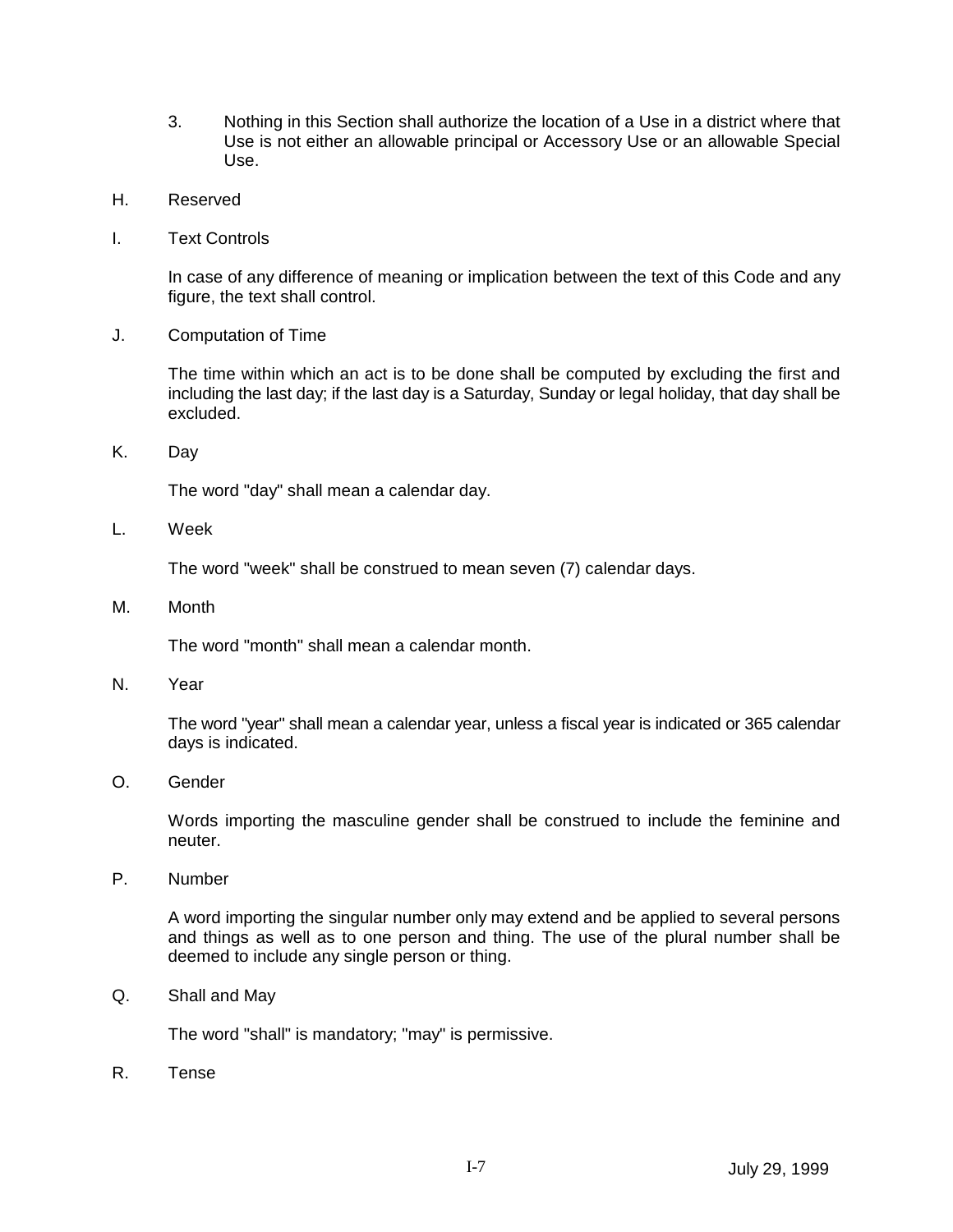3. Nothing in this Section shall authorize the location of a Use in a district where that Use is not either an allowable principal or Accessory Use or an allowable Special Use.

H. Reserved

I. Text Controls

In case of any difference of meaning or implication between the text of this Code and any figure, the text shall control.

J. Computation of Time

The time within which an act is to be done shall be computed by excluding the first and including the last day; if the last day is a Saturday, Sunday or legal holiday, that day shall be excluded.

K. Day

The word "day" shall mean a calendar day.

L. Week

The word "week" shall be construed to mean seven (7) calendar days.

M. Month

The word "month" shall mean a calendar month.

N. Year

The word "year" shall mean a calendar year, unless a fiscal year is indicated or 365 calendar days is indicated.

O. Gender

Words importing the masculine gender shall be construed to include the feminine and neuter.

P. Number

A word importing the singular number only may extend and be applied to several persons and things as well as to one person and thing. The use of the plural number shall be deemed to include any single person or thing.

Q. Shall and May

The word "shall" is mandatory; "may" is permissive.

R. Tense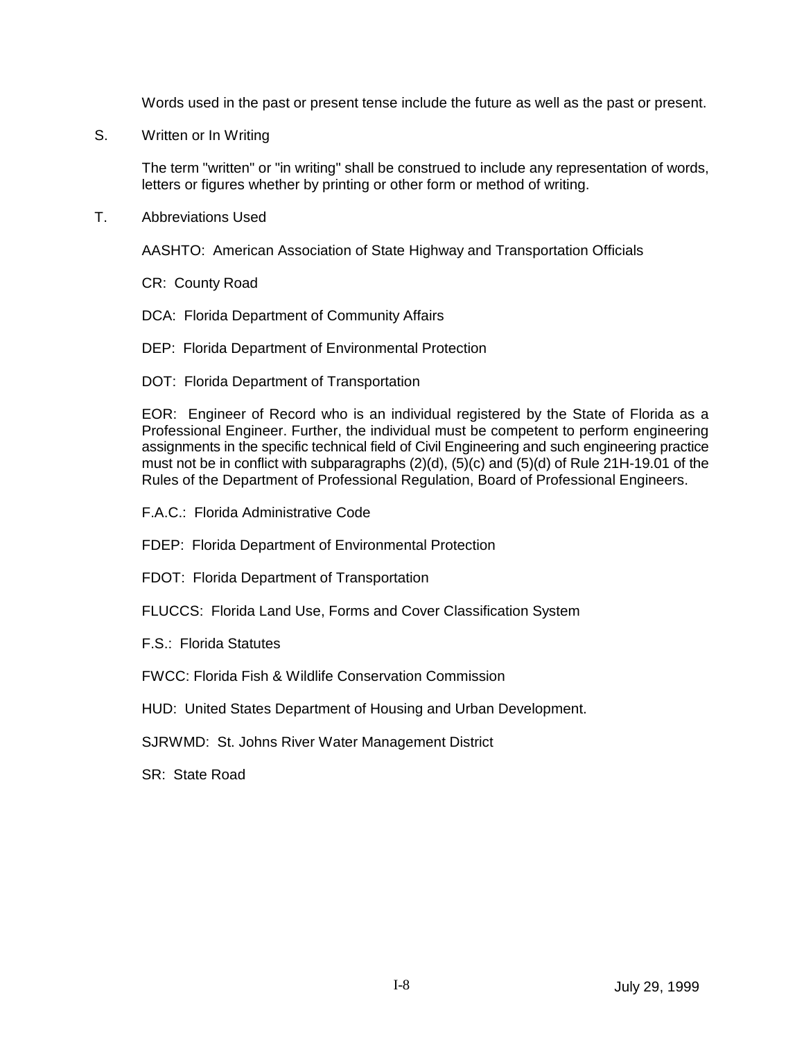Words used in the past or present tense include the future as well as the past or present.

S. Written or In Writing

The term "written" or "in writing" shall be construed to include any representation of words, letters or figures whether by printing or other form or method of writing.

T. Abbreviations Used

AASHTO: American Association of State Highway and Transportation Officials

CR: County Road

DCA: Florida Department of Community Affairs

DEP: Florida Department of Environmental Protection

DOT: Florida Department of Transportation

EOR: Engineer of Record who is an individual registered by the State of Florida as a Professional Engineer. Further, the individual must be competent to perform engineering assignments in the specific technical field of Civil Engineering and such engineering practice must not be in conflict with subparagraphs (2)(d), (5)(c) and (5)(d) of Rule 21H-19.01 of the Rules of the Department of Professional Regulation, Board of Professional Engineers.

F.A.C.: Florida Administrative Code

FDEP: Florida Department of Environmental Protection

FDOT: Florida Department of Transportation

FLUCCS: Florida Land Use, Forms and Cover Classification System

F.S.: Florida Statutes

FWCC: Florida Fish & Wildlife Conservation Commission

HUD: United States Department of Housing and Urban Development.

SJRWMD: St. Johns River Water Management District

SR: State Road